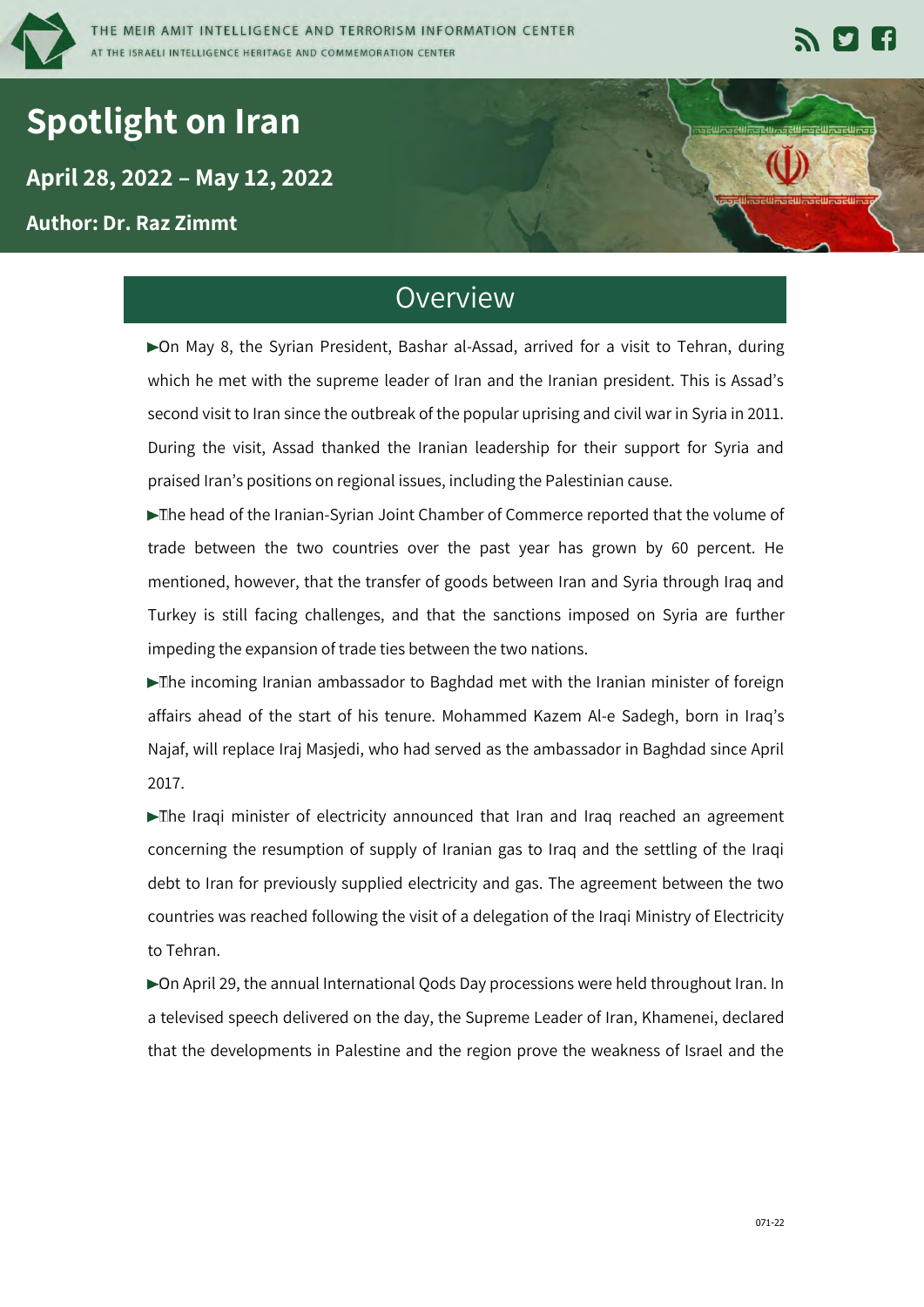# Spotlight on Iran

**April 28, 2022 – May 12, 2022**

**Author: Dr. Raz Zimmt**

## Overview

- On May 8, the Syrian President, Bashar al-Assad, arrived for a visit to Tehran, during which he met with the supreme leader of Iran and the Iranian president. This is Assad's second visit to Iran since the outbreak of the popular uprising and civil war in Syria in 2011. During the visit, Assad thanked the Iranian leadership for their support for Syria and praised Iran's positions on regional issues, including the Palestinian cause.
- The head of the Iranian-Syrian Joint Chamber of Commerce reported that the volume of trade between the two countries over the past year has grown by 60 percent. He mentioned, however, that the transfer of goods between Iran and Syria through Iraq and Turkey is still facing challenges, and that the sanctions imposed on Syria are further impeding the expansion of trade ties between the two nations.
- The incoming Iranian ambassador to Baghdad met with the Iranian minister of foreign affairs ahead of the start of his tenure. Mohammed Kazem Al-e Sadegh, born in Iraq's Najaf, will replace Iraj Masjedi, who had served as the ambassador in Baghdad since April 2017.
- The Iraqi minister of electricity announced that Iran and Iraq reached an agreement concerning the resumption of supply of Iranian gas to Iraq and the settling of the Iraqi debt to Iran for previously supplied electricity and gas. The agreement between the two countries was reached following the visit of a delegation of the Iraqi Ministry of Electricity to Tehran.
- On April 29, the annual International Qods Day processions were held throughout Iran. In a televised speech delivered on the day, the Supreme Leader of Iran, Khamenei, declared that the developments in Palestine and the region prove the weakness of Israel and the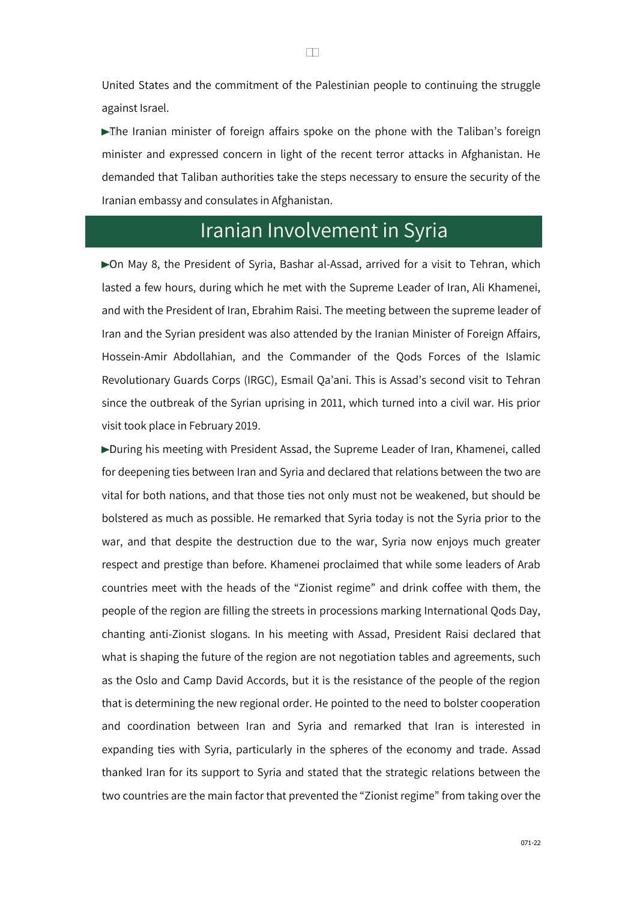United States and the commitment of the Palestinian people to continuing the struggle against Israel.

► The Iranian minister of foreign affairs spoke on the phone with the Taliban's foreign minister and expressed concern in light of the recent terror attacks in Afghanistan. He demanded that Taliban authorities take the steps necessary to ensure the security of the Iranian embassy and consulates in Afghanistan.

## Iranian Involvement in Syria

► On May 8, the President of Syria, Bashar al-Assad, arrived for a visit to Tehran, which lasted a few hours, during which he met with the Supreme Leader of Iran, Ali Khamenei, and with the President of Iran, Ebrahim Raisi. The meeting between the supreme leader of Iran and the Syrian president was also attended by the Iranian Minister of Foreign Affairs, Hossein-Amir Abdollahian, and the Commander of the Qods Forces of the Islamic Revolutionary Guards Corps (IRGC), Esmail Qa'ani. This is Assad's second visit to Tehran since the outbreak of the Syrian uprising in 2011, which turned into a civil war. His prior visit took place in February 2019.

► During his meeting with President Assad, the Supreme Leader of Iran, Khamenei, called for deepening ties between Iran and Syria and declared that relations between the two are vital for both nations, and that those ties not only must not be weakened, but should be bolstered as much as possible. He remarked that Syria today is not the Syria prior to the war, and that despite the destruction due to the war, Syria now enjoys much greater respect and prestige than before. Khamenei proclaimed that while some leaders of Arab countries meet with the heads of the "Zionist regime" and drink coffee with them, the people of the region are filling the streets in processions marking International Qods Day, chanting anti-Zionist slogans. In his meeting with Assad, President Raisi declared that what is shaping the future of the region are not negotiation tables and agreements, such as the Oslo and Camp David Accords, but it is the resistance of the people of the region that is determining the new regional order. He pointed to the need to bolster cooperation and coordination between Iran and Syria and remarked that Iran is interested in expanding ties with Syria, particularly in the spheres of the economy and trade. Assad thanked Iran for its support to Syria and stated that the strategic relations between the two countries are the main factor that prevented the "Zionist regime" from taking over the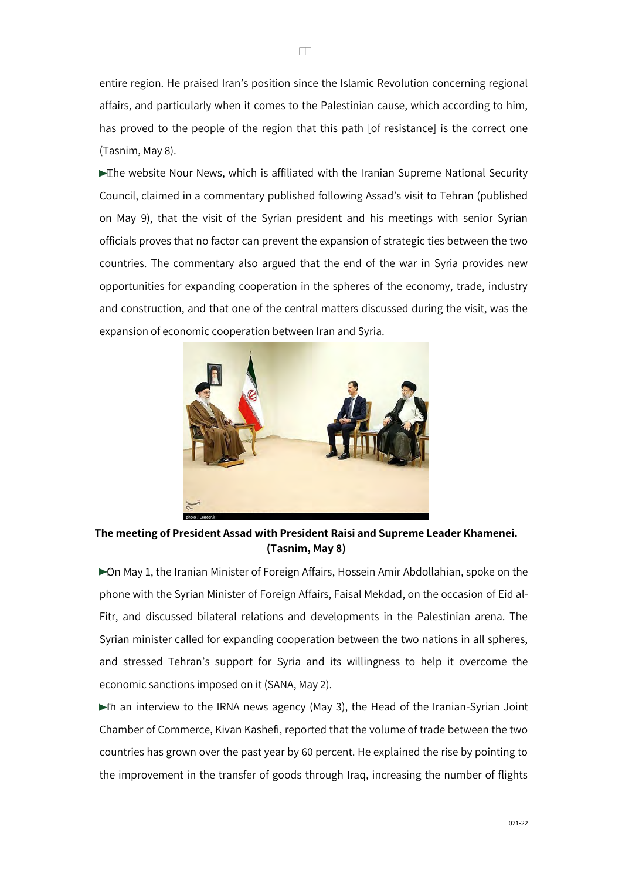entire region. He praised Iran's position since the Islamic Revolution concerning regional affairs, and particularly when it comes to the Palestinian cause, which according to him, has proved to the people of the region that this path [of resistance] is the correct one (Tasnim, May 8).

►The website Nour News, which is affiliated with the Iranian Supreme National Security Council, claimed in a commentary published following Assad's visit to Tehran (published on May 9), that the visit of the Syrian president and his meetings with senior Syrian officials proves that no factor can prevent the expansion of strategic ties between the two countries. The commentary also argued that the end of the war in Syria provides new opportunities for expanding cooperation in the spheres of the economy, trade, industry and construction, and that one of the central matters discussed during the visit, was the expansion of economic cooperation between Iran and Syria.

**The meeting of President Assad with President Raisi and Supreme Leader Khamenei. (Tasnim, May 8)**

►On May 1, the Iranian Minister of Foreign Affairs, Hossein Amir Abdollahian, spoke on the phone with the Syrian Minister of Foreign Affairs, Faisal Mekdad, on the occasion of Eid al-Fitr, and discussed bilateral relations and developments in the Palestinian arena. The Syrian minister called for expanding cooperation between the two nations in all spheres, and stressed Tehran's support for Syria and its willingness to help it overcome the economic sanctions imposed on it (SANA, May 2).

►In an interview to the IRNA news agency (May 3), the Head of the Iranian-Syrian Joint Chamber of Commerce, Kivan Kashefi, reported that the volume of trade between the two countries has grown over the past year by 60 percent. He explained the rise by pointing to the improvement in the transfer of goods through Iraq, increasing the number of flights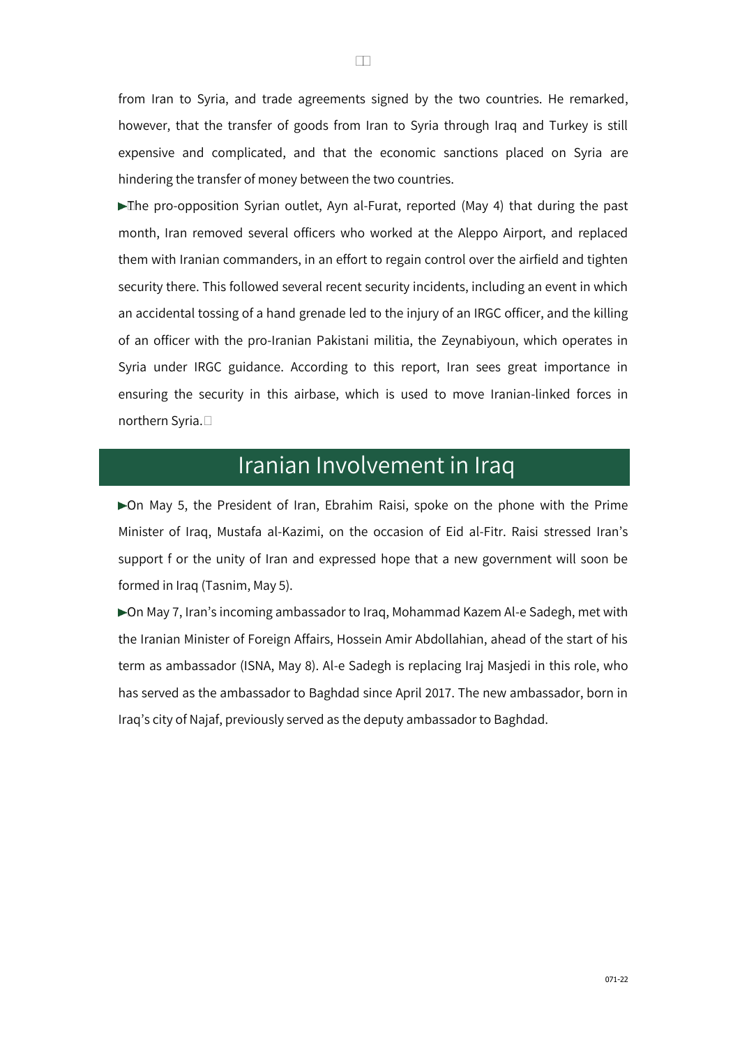from Iran to Syria, and trade agreements signed by the two countries. He remarked, however, that the transfer of goods from Iran to Syria through Iraq and Turkey is still expensive and complicated, and that the economic sanctions placed on Syria are hindering the transfer of money between the two countries.

►The pro-opposition Syrian outlet, Ayn al-Furat, reported (May 4) that during the past month, Iran removed several officers who worked at the Aleppo Airport, and replaced them with Iranian commanders, in an effort to regain control over the airfield and tighten security there. This followed several recent security incidents, including an event in which an accidental tossing of a hand grenade led to the injury of an IRGC officer, and the killing of an officer with the pro-Iranian Pakistani militia, the Zeynabiyoun, which operates in Syria under IRGC guidance. According to this report, Iran sees great importance in ensuring the security in this airbase, which is used to move Iranian-linked forces in northern Syria.

## Iranian Involvement in Iraq

►On May 5, the President of Iran, Ebrahim Raisi, spoke on the phone with the Prime Minister of Iraq, Mustafa al-Kazimi, on the occasion of Eid al-Fitr. Raisi stressed Iran's support f or the unity of Iran and expressed hope that a new government will soon be formed in Iraq (Tasnim, May 5).

►On May 7, Iran's incoming ambassador to Iraq, Mohammad Kazem Al-e Sadegh, met with the Iranian Minister of Foreign Affairs, Hossein Amir Abdollahian, ahead of the start of his term as ambassador (ISNA, May 8). Al-e Sadegh is replacing Iraj Masjedi in this role, who has served as the ambassador to Baghdad since April 2017. The new ambassador, born in Iraq's city of Najaf, previously served as the deputy ambassador to Baghdad.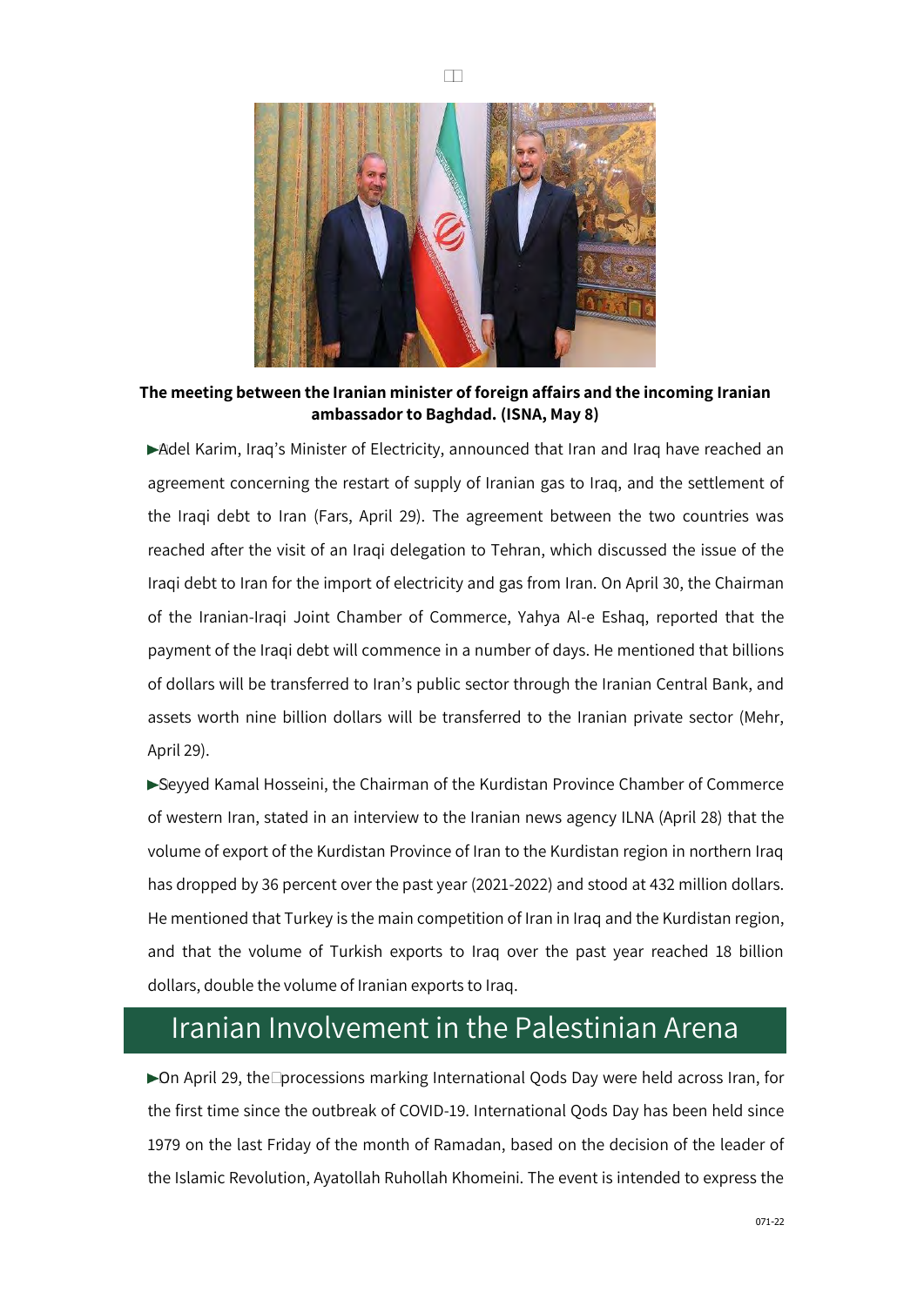**The meeting between the Iranian minister of foreign affairs and the incoming Iranian ambassador to Baghdad. (ISNA, May 8)**

▶Adel Karim, Iraq's Minister of Electricity, announced that Iran and Iraq have reached an agreement concerning the restart of supply of Iranian gas to Iraq, and the settlement of the Iraqi debt to Iran (Fars, April 29). The agreement between the two countries was reached after the visit of an Iraqi delegation to Tehran, which discussed the issue of the Iraqi debt to Iran for the import of electricity and gas from Iran. On April 30, the Chairman of the Iranian-Iraqi Joint Chamber of Commerce, Yahya Al-e Eshaq, reported that the payment of the Iraqi debt will commence in a number of days. He mentioned that billions of dollars will be transferred to Iran's public sector through the Iranian Central Bank, and assets worth nine billion dollars will be transferred to the Iranian private sector (Mehr, April 29).

▶Seyyed Kamal Hosseini, the Chairman of the Kurdistan Province Chamber of Commerce of western Iran, stated in an interview to the Iranian news agency ILNA (April 28) that the volume of export of the Kurdistan Province of Iran to the Kurdistan region in northern Iraq has dropped by 36 percent over the past year (2021-2022) and stood at 432 million dollars. He mentioned that Turkey is the main competition of Iran in Iraq and the Kurdistan region, and that the volume of Turkish exports to Iraq over the past year reached 18 billion dollars, double the volume of Iranian exports to Iraq.

## Iranian Involvement in the Palestinian Arena

▶On April 29, the processions marking International Qods Day were held across Iran, for the first time since the outbreak of COVID-19. International Qods Day has been held since 1979 on the last Friday of the month of Ramadan, based on the decision of the leader of the Islamic Revolution, Ayatollah Ruhollah Khomeini. The event is intended to express the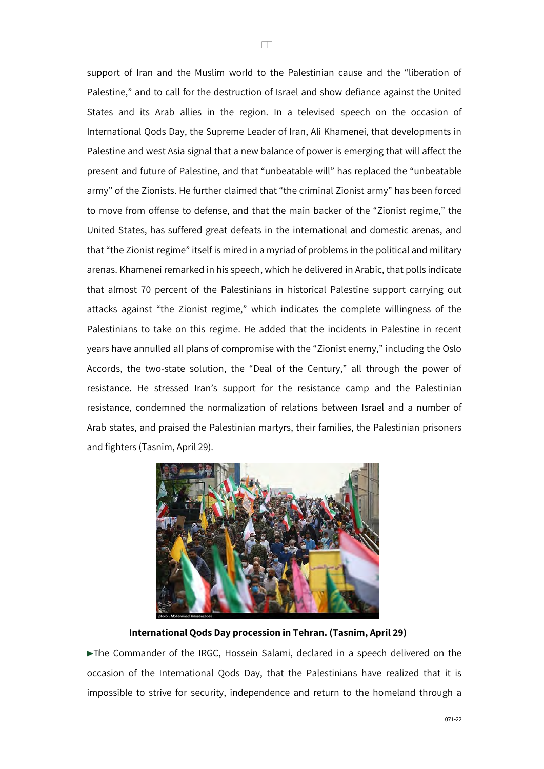support of Iran and the Muslim world to the Palestinian cause and the "liberation of Palestine," and to call for the destruction of Israel and show defiance against the United States and its Arab allies in the region. In a televised speech on the occasion of International Qods Day, the Supreme Leader of Iran, Ali Khamenei, that developments in Palestine and west Asia signal that a new balance of power is emerging that will affect the present and future of Palestine, and that "unbeatable will" has replaced the "unbeatable army" of the Zionists. He further claimed that "the criminal Zionist army" has been forced to move from offense to defense, and that the main backer of the "Zionist regime," the United States, has suffered great defeats in the international and domestic arenas, and that "the Zionist regime" itself is mired in a myriad of problems in the political and military arenas. Khamenei remarked in his speech, which he delivered in Arabic, that polls indicate that almost 70 percent of the Palestinians in historical Palestine support carrying out attacks against "the Zionist regime," which indicates the complete willingness of the Palestinians to take on this regime. He added that the incidents in Palestine in recent years have annulled all plans of compromise with the "Zionist enemy," including the Oslo Accords, the two-state solution, the "Deal of the Century," all through the power of resistance. He stressed Iran's support for the resistance camp and the Palestinian resistance, condemned the normalization of relations between Israel and a number of Arab states, and praised the Palestinian martyrs, their families, the Palestinian prisoners and fighters (Tasnim, April 29).

**International Qods Day procession in Tehran. (Tasnim, April 29)**

►The Commander of the IRGC, Hossein Salami, declared in a speech delivered on the occasion of the International Qods Day, that the Palestinians have realized that it is impossible to strive for security, independence and return to the homeland through a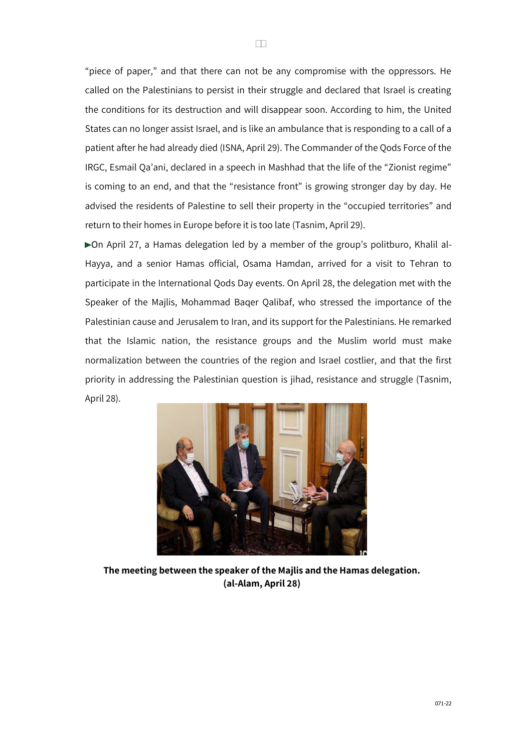"piece of paper," and that there can not be any compromise with the oppressors. He called on the Palestinians to persist in their struggle and declared that Israel is creating the conditions for its destruction and will disappear soon. According to him, the United States can no longer assist Israel, and is like an ambulance that is responding to a call of a patient after he had already died (ISNA, April 29). The Commander of the Qods Force of the IRGC, Esmail Qa'ani, declared in a speech in Mashhad that the life of the "Zionist regime" is coming to an end, and that the "resistance front" is growing stronger day by day. He advised the residents of Palestine to sell their property in the "occupied territories" and return to their homes in Europe before it is too late (Tasnim, April 29).

►On April 27, a Hamas delegation led by a member of the group's politburo, Khalil al-Hayya, and a senior Hamas official, Osama Hamdan, arrived for a visit to Tehran to participate in the International Qods Day events. On April 28, the delegation met with the Speaker of the Majlis, Mohammad Baqer Qalibaf, who stressed the importance of the Palestinian cause and Jerusalem to Iran, and its support for the Palestinians. He remarked that the Islamic nation, the resistance groups and the Muslim world must make normalization between the countries of the region and Israel costlier, and that the first priority in addressing the Palestinian question is jihad, resistance and struggle (Tasnim, April 28).

**The meeting between the speaker of the Majlis and the Hamas delegation. (al-Alam, April 28)**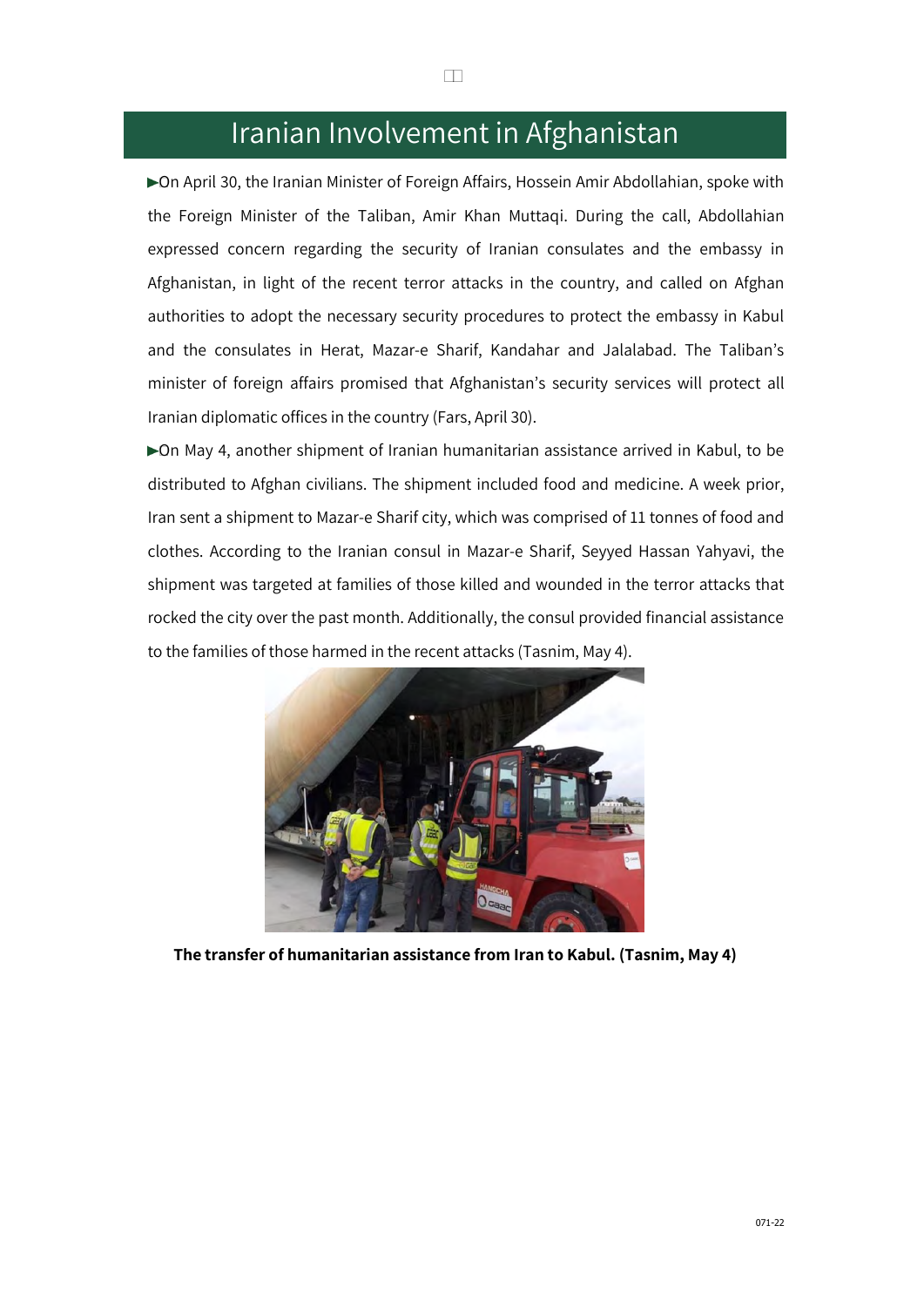# Iranian Involvement in Afghanistan

►On April 30, the Iranian Minister of Foreign Affairs, Hossein Amir Abdollahian, spoke with the Foreign Minister of the Taliban, Amir Khan Muttaqi. During the call, Abdollahian expressed concern regarding the security of Iranian consulates and the embassy in Afghanistan, in light of the recent terror attacks in the country, and called on Afghan authorities to adopt the necessary security procedures to protect the embassy in Kabul and the consulates in Herat, Mazar-e Sharif, Kandahar and Jalalabad. The Taliban's minister of foreign affairs promised that Afghanistan's security services will protect all Iranian diplomatic offices in the country (Fars, April 30).

►On May 4, another shipment of Iranian humanitarian assistance arrived in Kabul, to be distributed to Afghan civilians. The shipment included food and medicine. A week prior, Iran sent a shipment to Mazar-e Sharif city, which was comprised of 11 tonnes of food and clothes. According to the Iranian consul in Mazar-e Sharif, Seyyed Hassan Yahyavi, the shipment was targeted at families of those killed and wounded in the terror attacks that rocked the city over the past month. Additionally, the consul provided financial assistance to the families of those harmed in the recent attacks (Tasnim, May 4).

**The transfer of humanitarian assistance from Iran to Kabul. (Tasnim, May 4)**